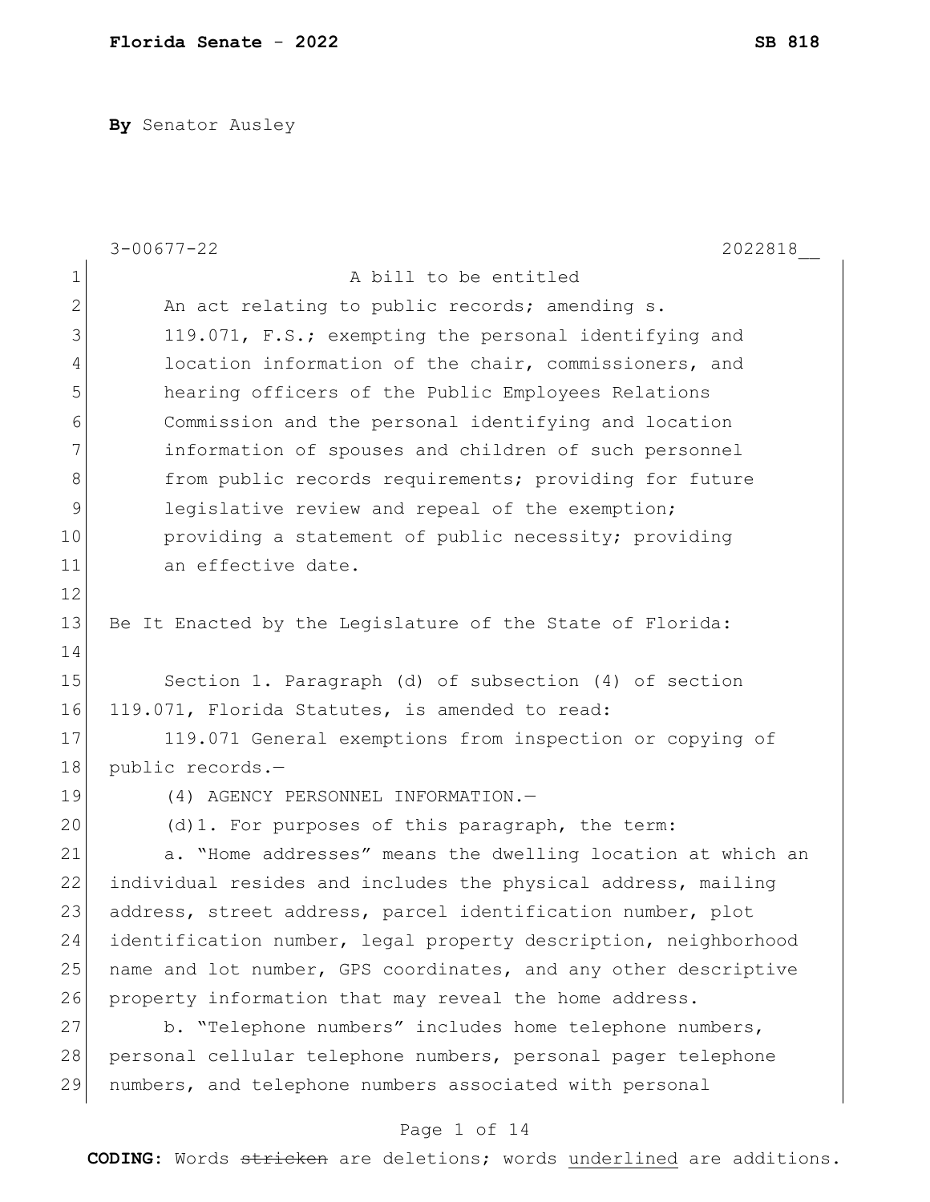**By** Senator Ausley

3-00677-22 2022818__

A bill to be entitled

An act relating to public records; amending s. 119.071, F.S.; exempting the personal identifying and location information of the chair, commissioners, and hearing officers of the Public Employees Relations Commission and the personal identifying and location information of spouses and children of such personnel from public records requirements; providing for future legislative review and repeal of the exemption; providing a statement of public necessity; providing an effective date.

Be It Enacted by the Legislature of the State of Florida:

Section 1. Paragraph (d) of subsection (4) of section 119.071, Florida Statutes, is amended to read:

119.071 General exemptions from inspection or copying of public records.—

(4) AGENCY PERSONNEL INFORMATION.—

(d)1. For purposes of this paragraph, the term:

a. "Home addresses" means the dwelling location at which an individual resides and includes the physical address, mailing address, street address, parcel identification number, plot identification number, legal property description, neighborhood name and lot number, GPS coordinates, and any other descriptive property information that may reveal the home address.

b. "Telephone numbers" includes home telephone numbers, personal cellular telephone numbers, personal pager telephone numbers, and telephone numbers associated with personal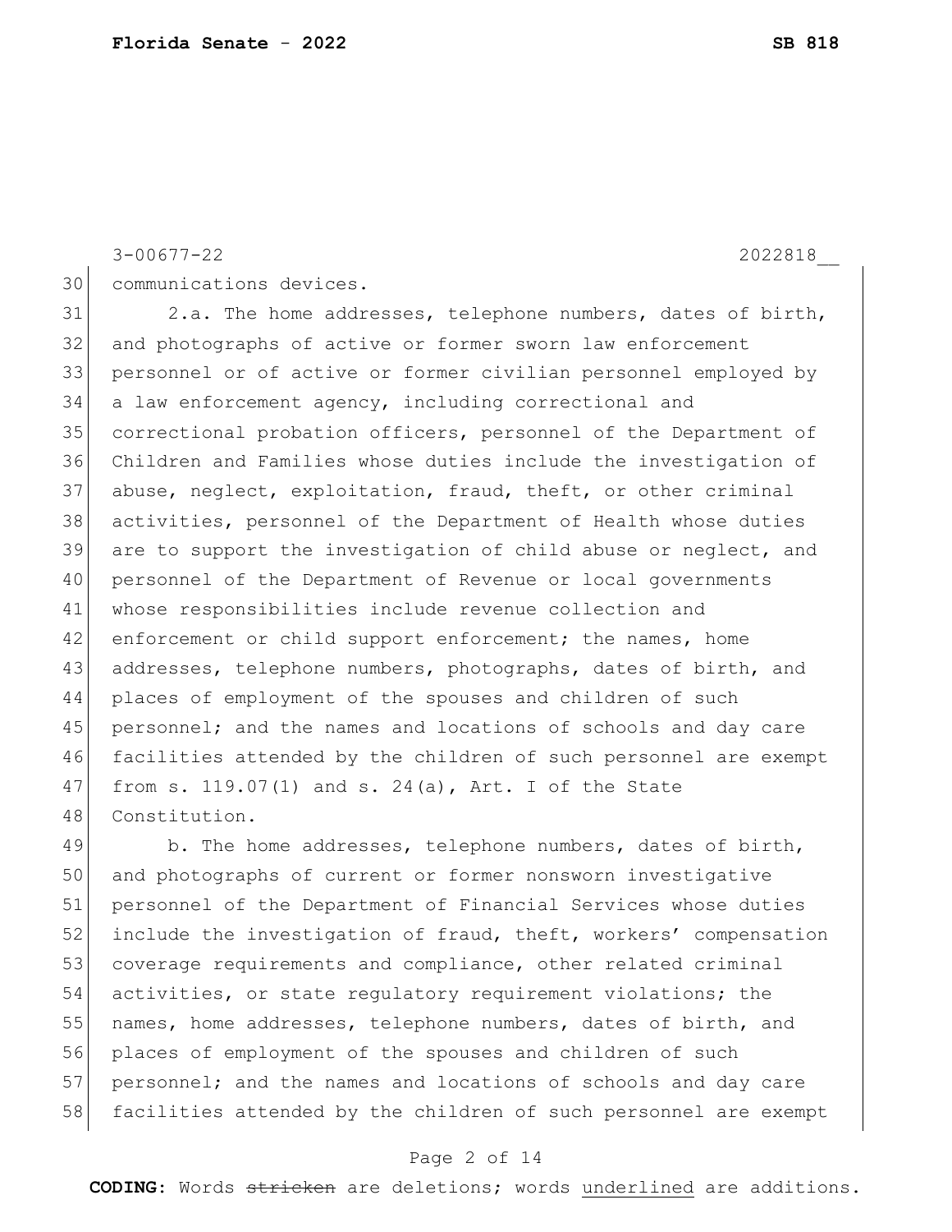communications devices.

2.a. The home addresses, telephone numbers, dates of birth, and photographs of active or former sworn law enforcement personnel or of active or former civilian personnel employed by a law enforcement agency, including correctional and correctional probation officers, personnel of the Department of Children and Families whose duties include the investigation of abuse, neglect, exploitation, fraud, theft, or other criminal activities, personnel of the Department of Health whose duties are to support the investigation of child abuse or neglect, and personnel of the Department of Revenue or local governments whose responsibilities include revenue collection and enforcement or child support enforcement; the names, home addresses, telephone numbers, photographs, dates of birth, and places of employment of the spouses and children of such personnel; and the names and locations of schools and day care facilities attended by the children of such personnel are exempt from s. 119.07(1) and s. 24(a), Art. I of the State Constitution.

b. The home addresses, telephone numbers, dates of birth, and photographs of current or former nonsworn investigative personnel of the Department of Financial Services whose duties include the investigation of fraud, theft, workers' compensation coverage requirements and compliance, other related criminal activities, or state regulatory requirement violations; the names, home addresses, telephone numbers, dates of birth, and places of employment of the spouses and children of such personnel; and the names and locations of schools and day care facilities attended by the children of such personnel are exempt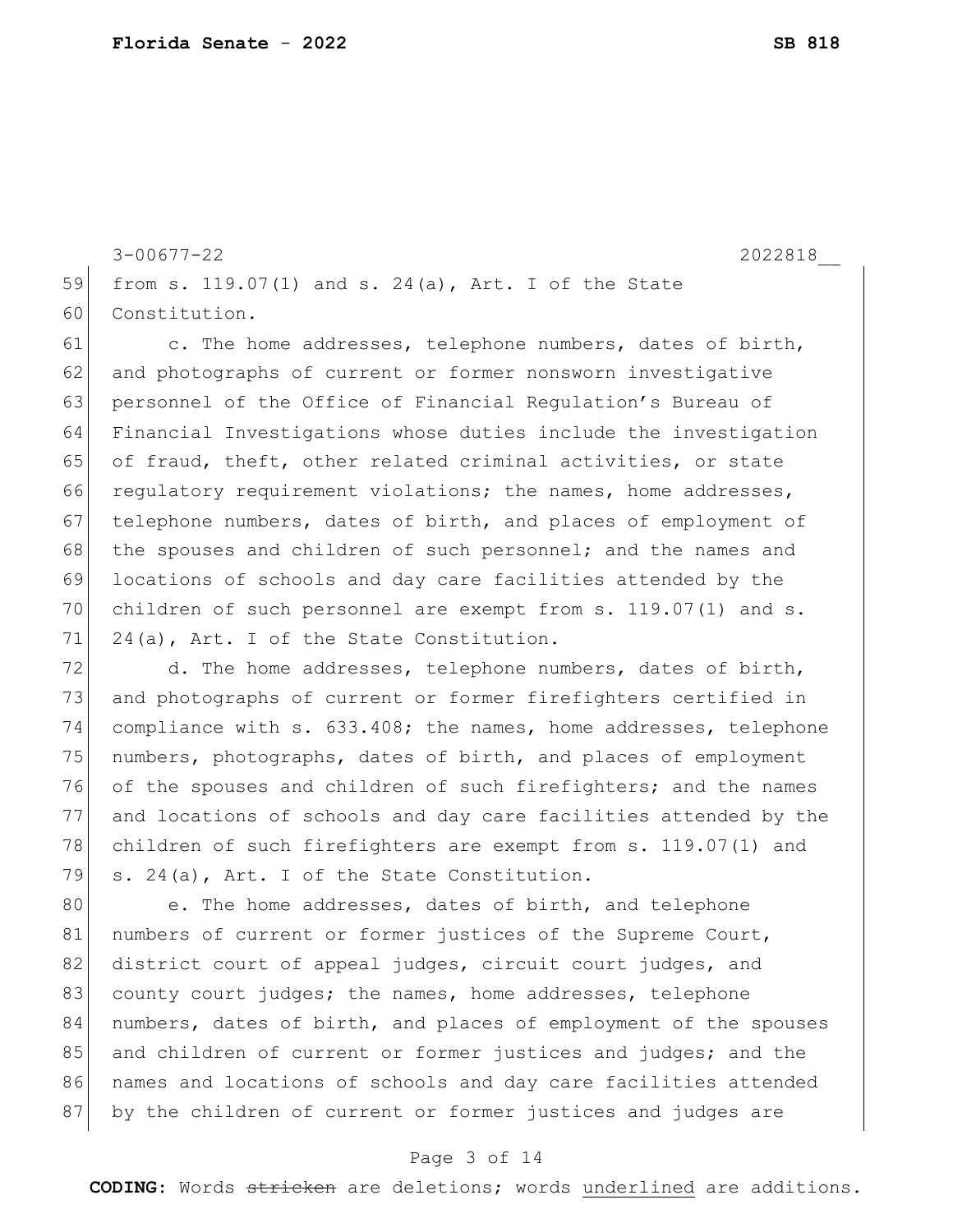from s. 119.07(1) and s. 24(a), Art. I of the State Constitution.

c. The home addresses, telephone numbers, dates of birth, and photographs of current or former nonsworn investigative personnel of the Office of Financial Regulation's Bureau of Financial Investigations whose duties include the investigation of fraud, theft, other related criminal activities, or state regulatory requirement violations; the names, home addresses, telephone numbers, dates of birth, and places of employment of the spouses and children of such personnel; and the names and locations of schools and day care facilities attended by the children of such personnel are exempt from s. 119.07(1) and s. 24(a), Art. I of the State Constitution.

d. The home addresses, telephone numbers, dates of birth, and photographs of current or former firefighters certified in compliance with s. 633.408; the names, home addresses, telephone numbers, photographs, dates of birth, and places of employment of the spouses and children of such firefighters; and the names and locations of schools and day care facilities attended by the children of such firefighters are exempt from s. 119.07(1) and s. 24(a), Art. I of the State Constitution.

e. The home addresses, dates of birth, and telephone numbers of current or former justices of the Supreme Court, district court of appeal judges, circuit court judges, and county court judges; the names, home addresses, telephone numbers, dates of birth, and places of employment of the spouses and children of current or former justices and judges; and the names and locations of schools and day care facilities attended by the children of current or former justices and judges are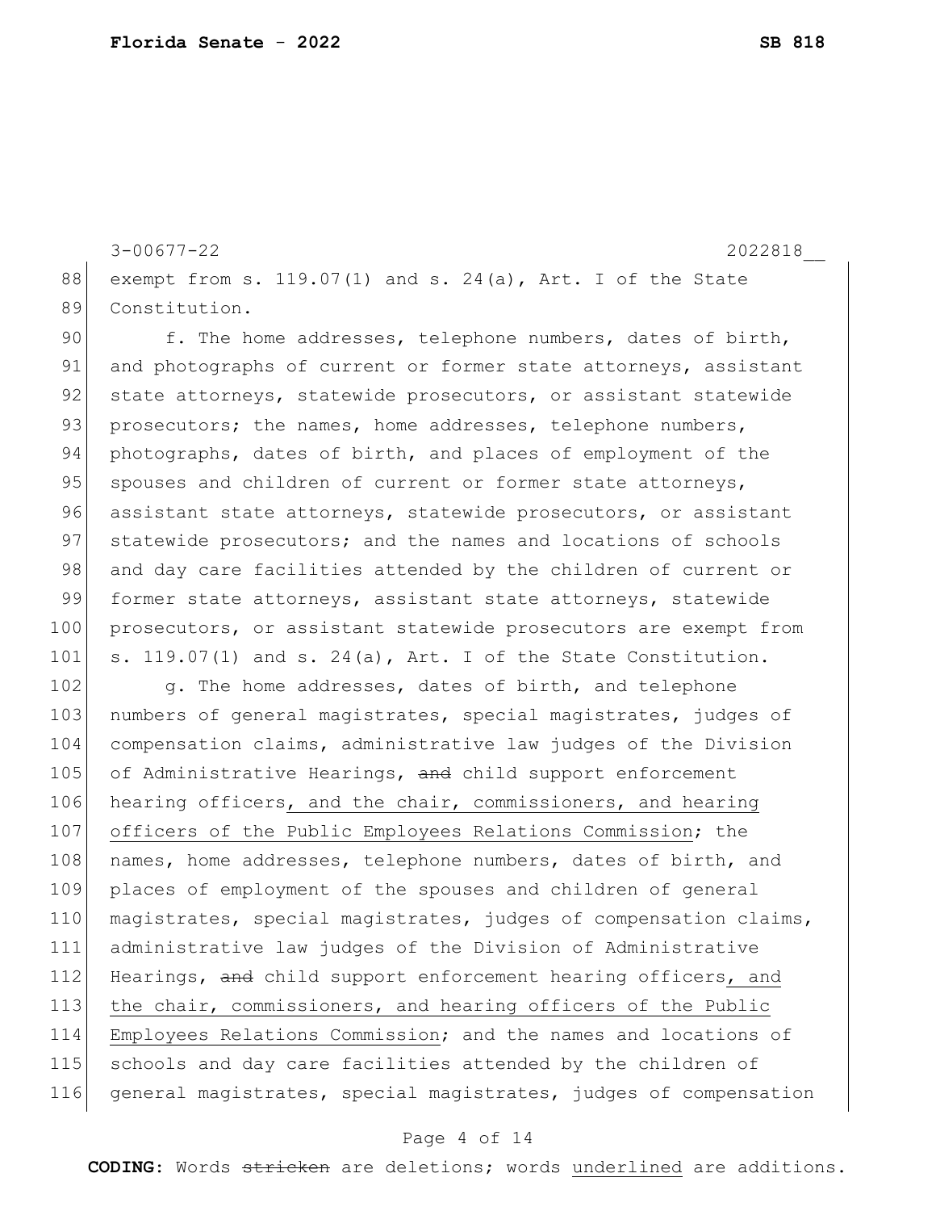exempt from s. 119.07(1) and s. 24(a), Art. I of the State Constitution.

f. The home addresses, telephone numbers, dates of birth, and photographs of current or former state attorneys, assistant state attorneys, statewide prosecutors, or assistant statewide prosecutors; the names, home addresses, telephone numbers, photographs, dates of birth, and places of employment of the spouses and children of current or former state attorneys, assistant state attorneys, statewide prosecutors, or assistant statewide prosecutors; and the names and locations of schools and day care facilities attended by the children of current or former state attorneys, assistant state attorneys, statewide prosecutors, or assistant statewide prosecutors are exempt from s. 119.07(1) and s. 24(a), Art. I of the State Constitution.

g. The home addresses, dates of birth, and telephone numbers of general magistrates, special magistrates, judges of compensation claims, administrative law judges of the Division of Administrative Hearings, ~~and~~ child support enforcement hearing officers<u>, and the chair, commissioners, and hearing officers of the Public Employees Relations Commission</u>; the names, home addresses, telephone numbers, dates of birth, and places of employment of the spouses and children of general magistrates, special magistrates, judges of compensation claims, administrative law judges of the Division of Administrative Hearings, ~~and~~ child support enforcement hearing officers<u>, and the chair, commissioners, and hearing officers of the Public Employees Relations Commission</u>; and the names and locations of schools and day care facilities attended by the children of general magistrates, special magistrates, judges of compensation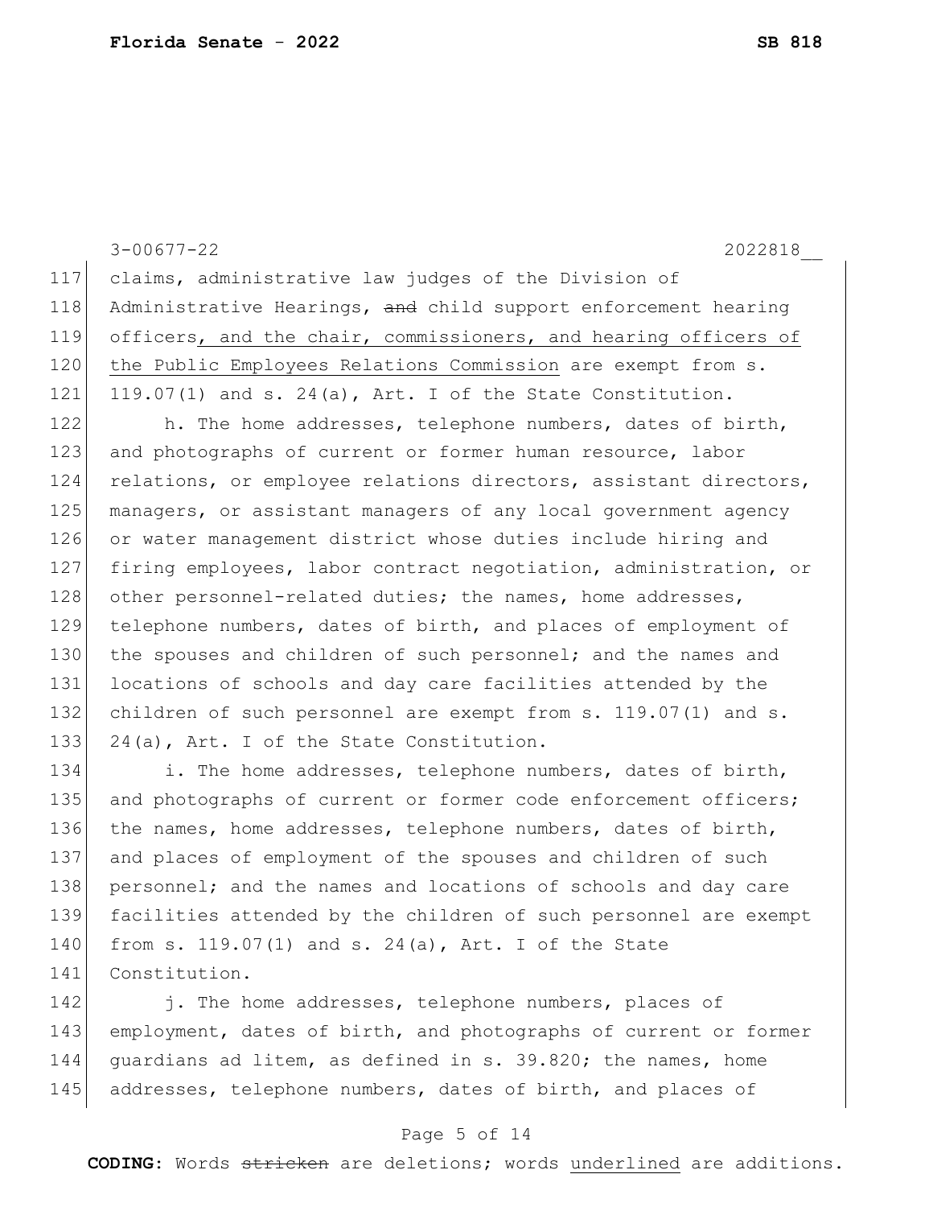claims, administrative law judges of the Division of Administrative Hearings, ~~and~~ child support enforcement hearing officers, and the chair, commissioners, and hearing officers of the Public Employees Relations Commission are exempt from s. 119.07(1) and s. 24(a), Art. I of the State Constitution.

h. The home addresses, telephone numbers, dates of birth, and photographs of current or former human resource, labor relations, or employee relations directors, assistant directors, managers, or assistant managers of any local government agency or water management district whose duties include hiring and firing employees, labor contract negotiation, administration, or other personnel-related duties; the names, home addresses, telephone numbers, dates of birth, and places of employment of the spouses and children of such personnel; and the names and locations of schools and day care facilities attended by the children of such personnel are exempt from s. 119.07(1) and s. 24(a), Art. I of the State Constitution.

i. The home addresses, telephone numbers, dates of birth, and photographs of current or former code enforcement officers; the names, home addresses, telephone numbers, dates of birth, and places of employment of the spouses and children of such personnel; and the names and locations of schools and day care facilities attended by the children of such personnel are exempt from s. 119.07(1) and s. 24(a), Art. I of the State Constitution.

j. The home addresses, telephone numbers, places of employment, dates of birth, and photographs of current or former guardians ad litem, as defined in s. 39.820; the names, home addresses, telephone numbers, dates of birth, and places of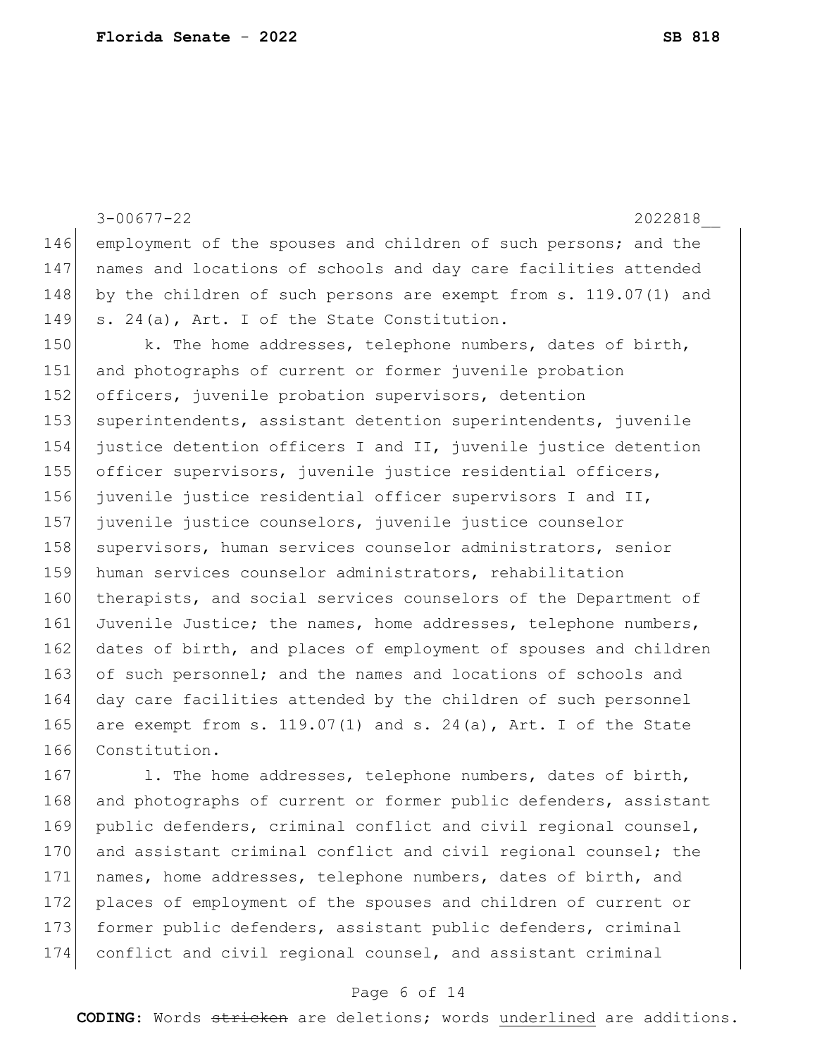employment of the spouses and children of such persons; and the names and locations of schools and day care facilities attended by the children of such persons are exempt from s. 119.07(1) and s. 24(a), Art. I of the State Constitution.

k. The home addresses, telephone numbers, dates of birth, and photographs of current or former juvenile probation officers, juvenile probation supervisors, detention superintendents, assistant detention superintendents, juvenile justice detention officers I and II, juvenile justice detention officer supervisors, juvenile justice residential officers, juvenile justice residential officer supervisors I and II, juvenile justice counselors, juvenile justice counselor supervisors, human services counselor administrators, senior human services counselor administrators, rehabilitation therapists, and social services counselors of the Department of Juvenile Justice; the names, home addresses, telephone numbers, dates of birth, and places of employment of spouses and children of such personnel; and the names and locations of schools and day care facilities attended by the children of such personnel are exempt from s. 119.07(1) and s. 24(a), Art. I of the State Constitution.

l. The home addresses, telephone numbers, dates of birth, and photographs of current or former public defenders, assistant public defenders, criminal conflict and civil regional counsel, and assistant criminal conflict and civil regional counsel; the names, home addresses, telephone numbers, dates of birth, and places of employment of the spouses and children of current or former public defenders, assistant public defenders, criminal conflict and civil regional counsel, and assistant criminal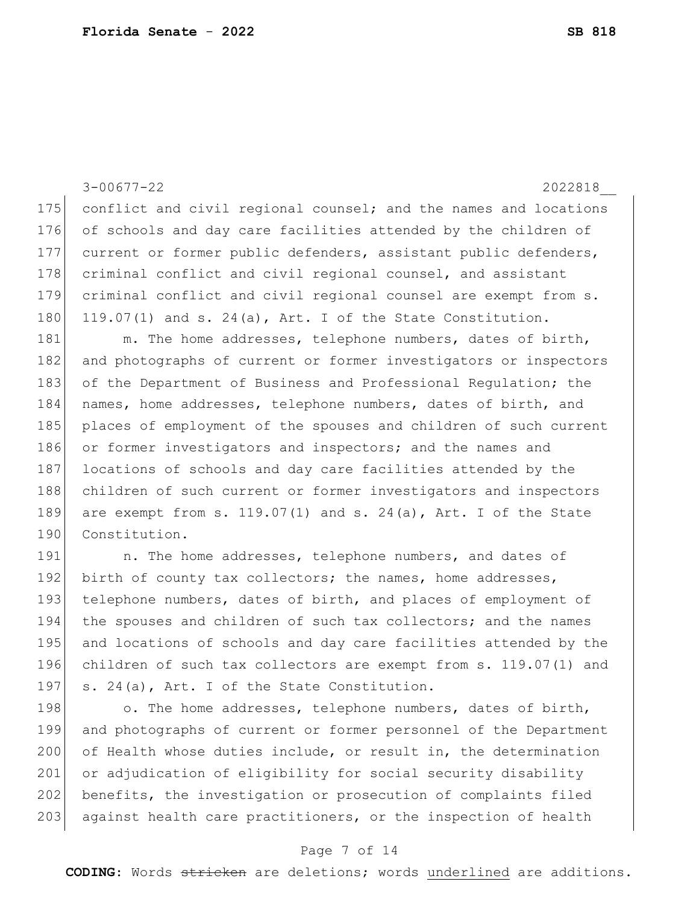conflict and civil regional counsel; and the names and locations of schools and day care facilities attended by the children of current or former public defenders, assistant public defenders, criminal conflict and civil regional counsel, and assistant criminal conflict and civil regional counsel are exempt from s. 119.07(1) and s. 24(a), Art. I of the State Constitution.

m. The home addresses, telephone numbers, dates of birth, and photographs of current or former investigators or inspectors of the Department of Business and Professional Regulation; the names, home addresses, telephone numbers, dates of birth, and places of employment of the spouses and children of such current or former investigators and inspectors; and the names and locations of schools and day care facilities attended by the children of such current or former investigators and inspectors are exempt from s. 119.07(1) and s. 24(a), Art. I of the State Constitution.

n. The home addresses, telephone numbers, and dates of birth of county tax collectors; the names, home addresses, telephone numbers, dates of birth, and places of employment of the spouses and children of such tax collectors; and the names and locations of schools and day care facilities attended by the children of such tax collectors are exempt from s. 119.07(1) and s. 24(a), Art. I of the State Constitution.

o. The home addresses, telephone numbers, dates of birth, and photographs of current or former personnel of the Department of Health whose duties include, or result in, the determination or adjudication of eligibility for social security disability benefits, the investigation or prosecution of complaints filed against health care practitioners, or the inspection of health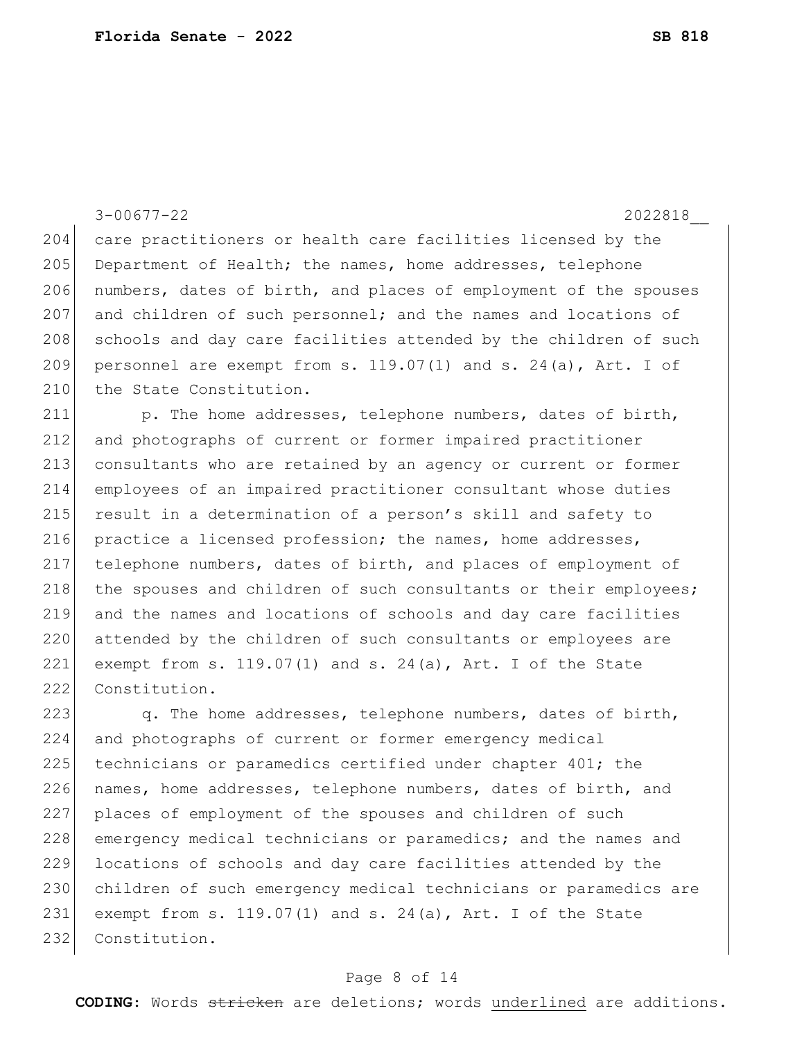care practitioners or health care facilities licensed by the Department of Health; the names, home addresses, telephone numbers, dates of birth, and places of employment of the spouses and children of such personnel; and the names and locations of schools and day care facilities attended by the children of such personnel are exempt from s. 119.07(1) and s. 24(a), Art. I of the State Constitution.

p. The home addresses, telephone numbers, dates of birth, and photographs of current or former impaired practitioner consultants who are retained by an agency or current or former employees of an impaired practitioner consultant whose duties result in a determination of a person's skill and safety to practice a licensed profession; the names, home addresses, telephone numbers, dates of birth, and places of employment of the spouses and children of such consultants or their employees; and the names and locations of schools and day care facilities attended by the children of such consultants or employees are exempt from s. 119.07(1) and s. 24(a), Art. I of the State Constitution.

q. The home addresses, telephone numbers, dates of birth, and photographs of current or former emergency medical technicians or paramedics certified under chapter 401; the names, home addresses, telephone numbers, dates of birth, and places of employment of the spouses and children of such emergency medical technicians or paramedics; and the names and locations of schools and day care facilities attended by the children of such emergency medical technicians or paramedics are exempt from s. 119.07(1) and s. 24(a), Art. I of the State Constitution.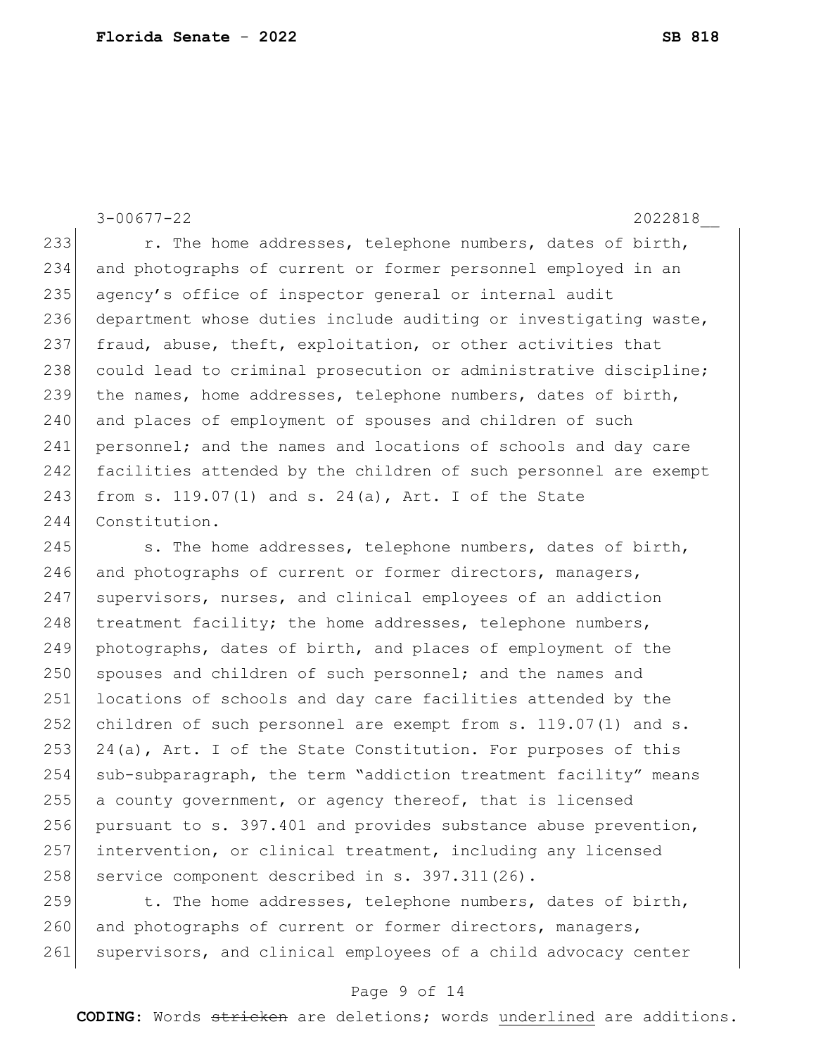r. The home addresses, telephone numbers, dates of birth, and photographs of current or former personnel employed in an agency's office of inspector general or internal audit department whose duties include auditing or investigating waste, fraud, abuse, theft, exploitation, or other activities that could lead to criminal prosecution or administrative discipline; the names, home addresses, telephone numbers, dates of birth, and places of employment of spouses and children of such personnel; and the names and locations of schools and day care facilities attended by the children of such personnel are exempt from s. 119.07(1) and s. 24(a), Art. I of the State Constitution.

s. The home addresses, telephone numbers, dates of birth, and photographs of current or former directors, managers, supervisors, nurses, and clinical employees of an addiction treatment facility; the home addresses, telephone numbers, photographs, dates of birth, and places of employment of the spouses and children of such personnel; and the names and locations of schools and day care facilities attended by the children of such personnel are exempt from s. 119.07(1) and s. 24(a), Art. I of the State Constitution. For purposes of this sub-subparagraph, the term "addiction treatment facility" means a county government, or agency thereof, that is licensed pursuant to s. 397.401 and provides substance abuse prevention, intervention, or clinical treatment, including any licensed service component described in s. 397.311(26).

t. The home addresses, telephone numbers, dates of birth, and photographs of current or former directors, managers, supervisors, and clinical employees of a child advocacy center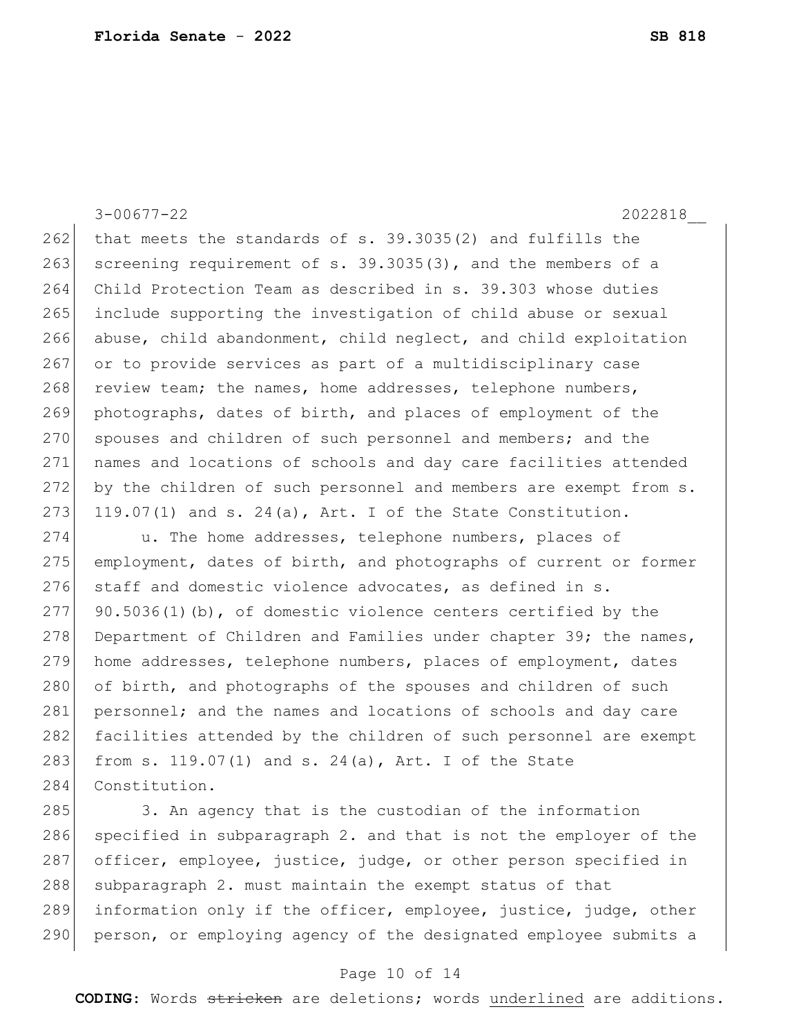3-00677-22 2022818__

that meets the standards of s. 39.3035(2) and fulfills the screening requirement of s. 39.3035(3), and the members of a Child Protection Team as described in s. 39.303 whose duties include supporting the investigation of child abuse or sexual abuse, child abandonment, child neglect, and child exploitation or to provide services as part of a multidisciplinary case review team; the names, home addresses, telephone numbers, photographs, dates of birth, and places of employment of the spouses and children of such personnel and members; and the names and locations of schools and day care facilities attended by the children of such personnel and members are exempt from s. 119.07(1) and s. 24(a), Art. I of the State Constitution.

u. The home addresses, telephone numbers, places of employment, dates of birth, and photographs of current or former staff and domestic violence advocates, as defined in s. 90.5036(1)(b), of domestic violence centers certified by the Department of Children and Families under chapter 39; the names, home addresses, telephone numbers, places of employment, dates of birth, and photographs of the spouses and children of such personnel; and the names and locations of schools and day care facilities attended by the children of such personnel are exempt from s. 119.07(1) and s. 24(a), Art. I of the State Constitution.

3. An agency that is the custodian of the information specified in subparagraph 2. and that is not the employer of the officer, employee, justice, judge, or other person specified in subparagraph 2. must maintain the exempt status of that information only if the officer, employee, justice, judge, other person, or employing agency of the designated employee submits a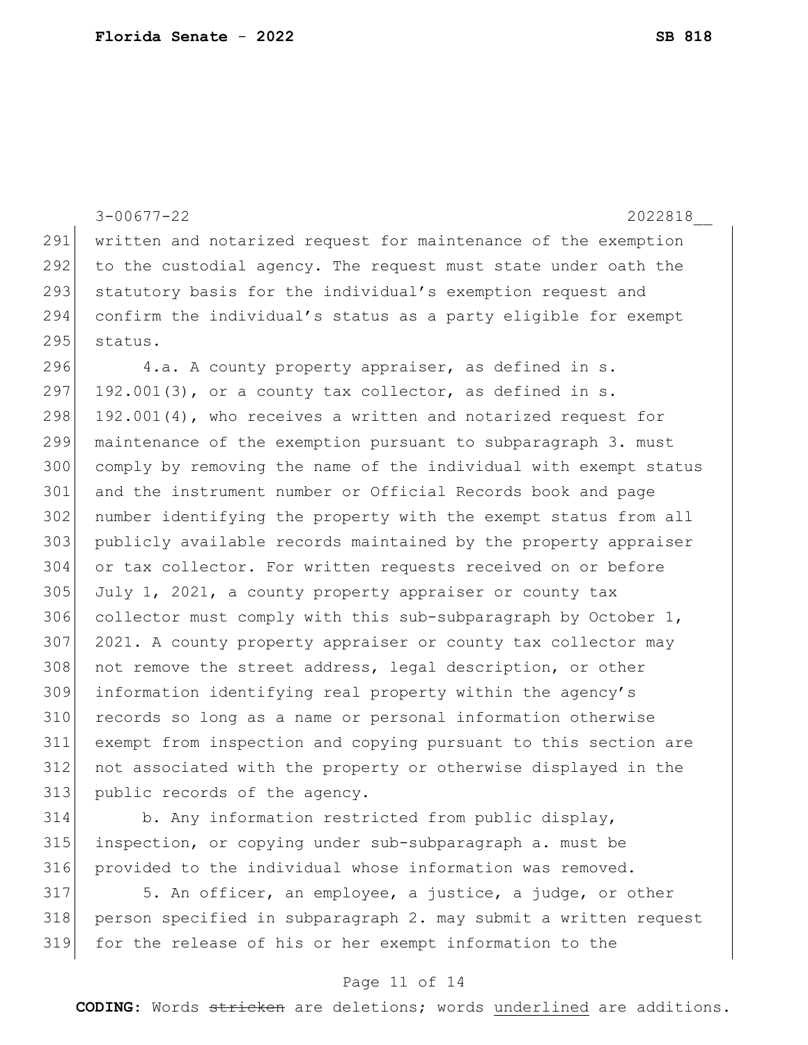3-00677-22 2022818__

written and notarized request for maintenance of the exemption to the custodial agency. The request must state under oath the statutory basis for the individual's exemption request and confirm the individual's status as a party eligible for exempt status.

4.a. A county property appraiser, as defined in s. 192.001(3), or a county tax collector, as defined in s. 192.001(4), who receives a written and notarized request for maintenance of the exemption pursuant to subparagraph 3. must comply by removing the name of the individual with exempt status and the instrument number or Official Records book and page number identifying the property with the exempt status from all publicly available records maintained by the property appraiser or tax collector. For written requests received on or before July 1, 2021, a county property appraiser or county tax collector must comply with this sub-subparagraph by October 1, 2021. A county property appraiser or county tax collector may not remove the street address, legal description, or other information identifying real property within the agency's records so long as a name or personal information otherwise exempt from inspection and copying pursuant to this section are not associated with the property or otherwise displayed in the public records of the agency.

b. Any information restricted from public display, inspection, or copying under sub-subparagraph a. must be provided to the individual whose information was removed.

5. An officer, an employee, a justice, a judge, or other person specified in subparagraph 2. may submit a written request for the release of his or her exempt information to the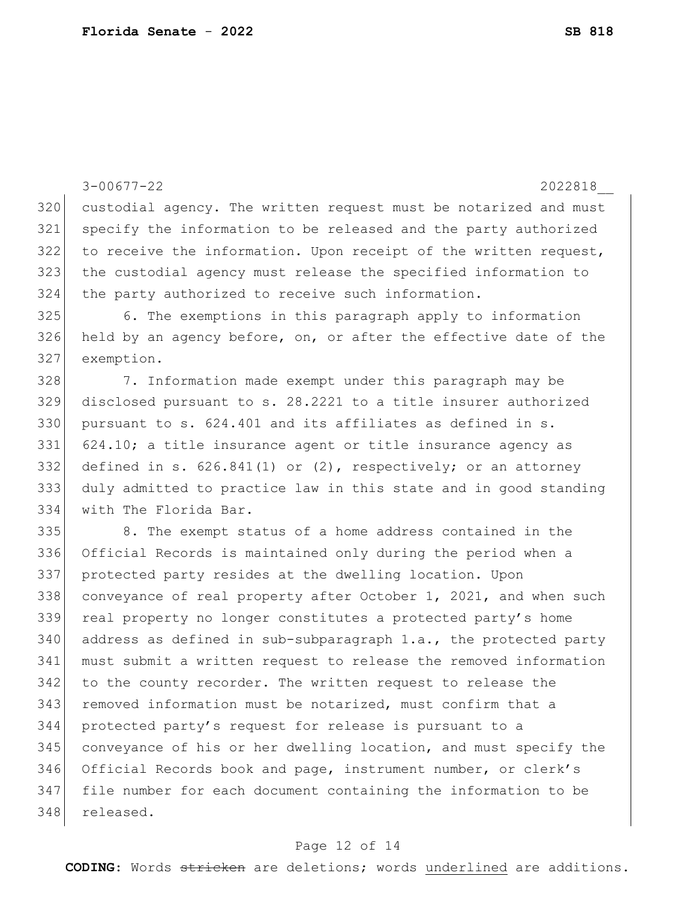custodial agency. The written request must be notarized and must specify the information to be released and the party authorized to receive the information. Upon receipt of the written request, the custodial agency must release the specified information to the party authorized to receive such information.

6. The exemptions in this paragraph apply to information held by an agency before, on, or after the effective date of the exemption.

7. Information made exempt under this paragraph may be disclosed pursuant to s. 28.2221 to a title insurer authorized pursuant to s. 624.401 and its affiliates as defined in s. 624.10; a title insurance agent or title insurance agency as defined in s. 626.841(1) or (2), respectively; or an attorney duly admitted to practice law in this state and in good standing with The Florida Bar.

8. The exempt status of a home address contained in the Official Records is maintained only during the period when a protected party resides at the dwelling location. Upon conveyance of real property after October 1, 2021, and when such real property no longer constitutes a protected party's home address as defined in sub-subparagraph 1.a., the protected party must submit a written request to release the removed information to the county recorder. The written request to release the removed information must be notarized, must confirm that a protected party's request for release is pursuant to a conveyance of his or her dwelling location, and must specify the Official Records book and page, instrument number, or clerk's file number for each document containing the information to be released.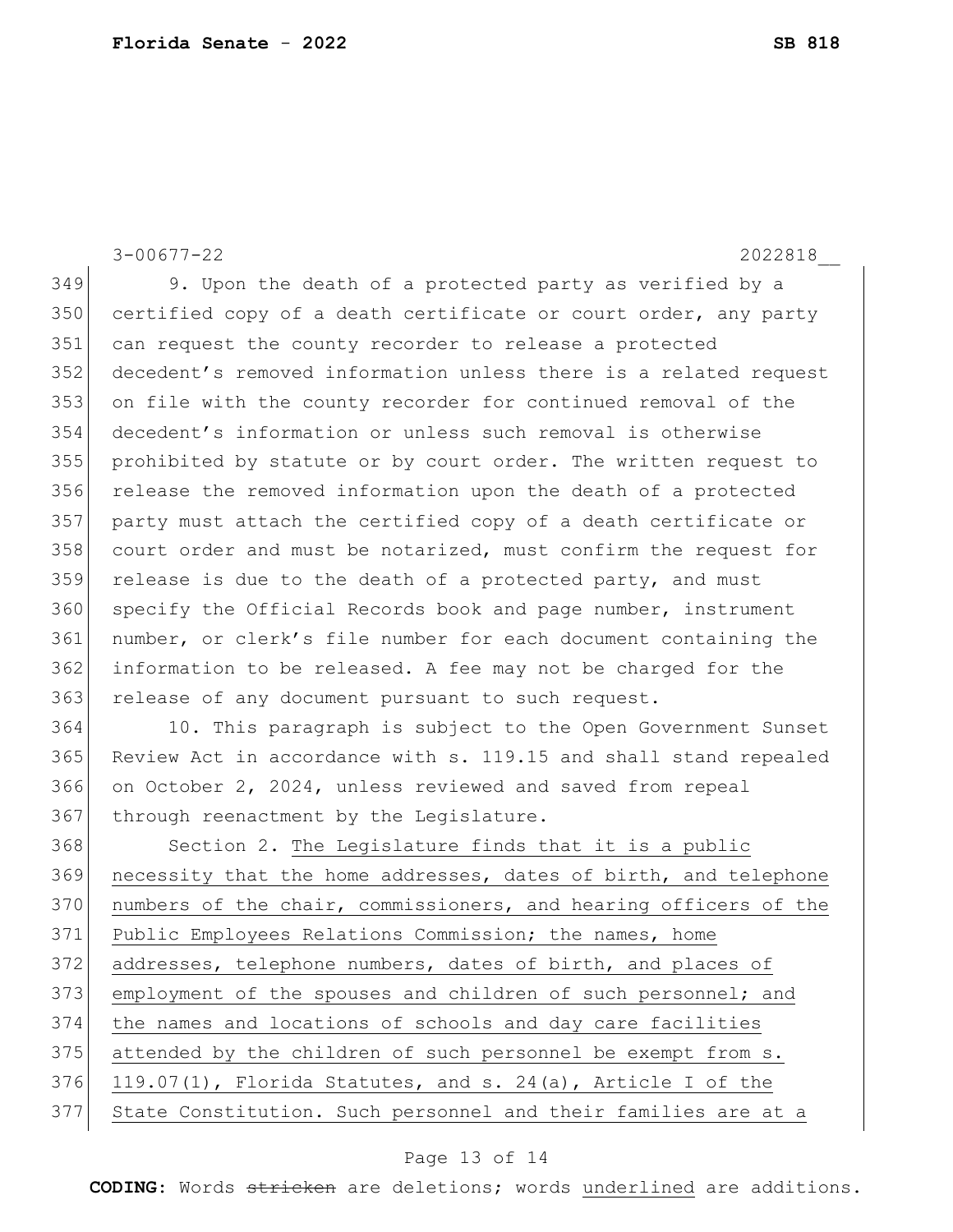9. Upon the death of a protected party as verified by a certified copy of a death certificate or court order, any party can request the county recorder to release a protected decedent's removed information unless there is a related request on file with the county recorder for continued removal of the decedent's information or unless such removal is otherwise prohibited by statute or by court order. The written request to release the removed information upon the death of a protected party must attach the certified copy of a death certificate or court order and must be notarized, must confirm the request for release is due to the death of a protected party, and must specify the Official Records book and page number, instrument number, or clerk's file number for each document containing the information to be released. A fee may not be charged for the release of any document pursuant to such request.

10. This paragraph is subject to the Open Government Sunset Review Act in accordance with s. 119.15 and shall stand repealed on October 2, 2024, unless reviewed and saved from repeal through reenactment by the Legislature.

Section 2. The Legislature finds that it is a public necessity that the home addresses, dates of birth, and telephone numbers of the chair, commissioners, and hearing officers of the Public Employees Relations Commission; the names, home addresses, telephone numbers, dates of birth, and places of employment of the spouses and children of such personnel; and the names and locations of schools and day care facilities attended by the children of such personnel be exempt from s. 119.07(1), Florida Statutes, and s. 24(a), Article I of the State Constitution. Such personnel and their families are at a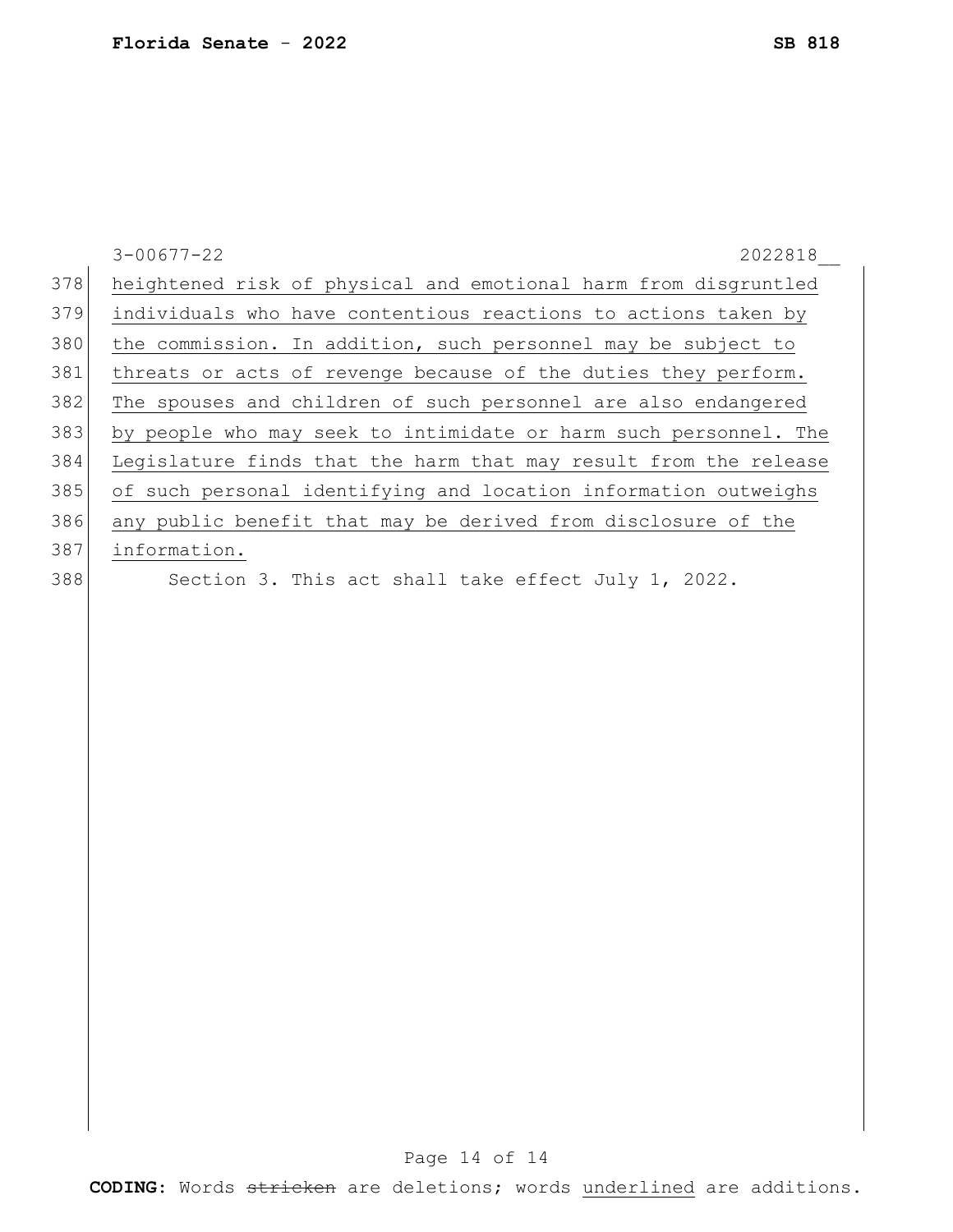3-00677-22 2022818__

378 heightened risk of physical and emotional harm from disgruntled
379 individuals who have contentious reactions to actions taken by
380 the commission. In addition, such personnel may be subject to
381 threats or acts of revenge because of the duties they perform.
382 The spouses and children of such personnel are also endangered
383 by people who may seek to intimidate or harm such personnel. The
384 Legislature finds that the harm that may result from the release
385 of such personal identifying and location information outweighs
386 any public benefit that may be derived from disclosure of the
387 information.
388 Section 3. This act shall take effect July 1, 2022.

**CODING:** Words ~~stricken~~ are deletions; words underlined are additions.